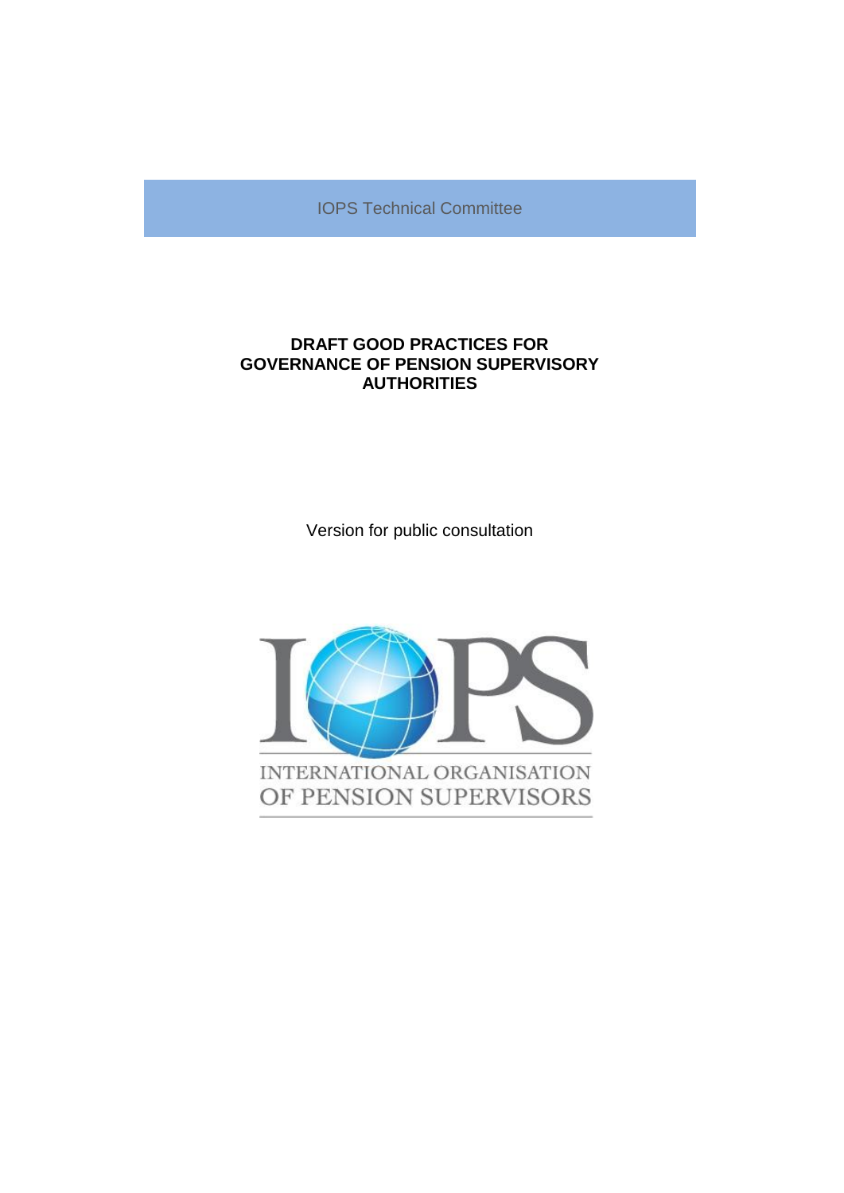IOPS Technical Committee

# DRAFT GOOD PRACTICES FOR GOVERNANCE OF PENSION SUPERVISORY AUTHORITIES

Version for public consultation

INTERNATIONAL ORGANISATION OF PENSION SUPERVISORS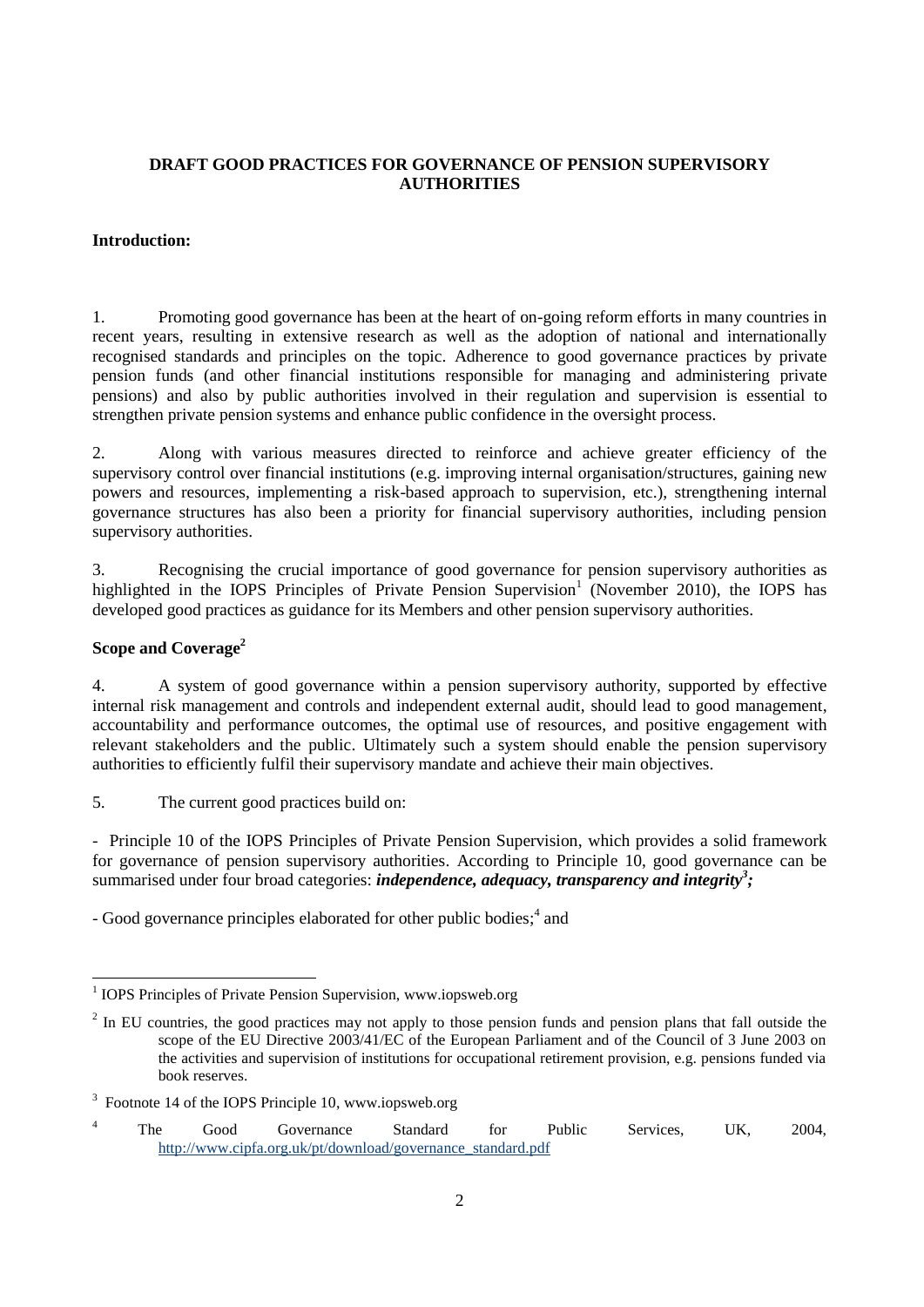## DRAFT GOOD PRACTICES FOR GOVERNANCE OF PENSION SUPERVISORY AUTHORITIES

### Introduction:

1. Promoting good governance has been at the heart of on-going reform efforts in many countries in recent years, resulting in extensive research as well as the adoption of national and internationally recognised standards and principles on the topic. Adherence to good governance practices by private pension funds (and other financial institutions responsible for managing and administering private pensions) and also by public authorities involved in their regulation and supervision is essential to strengthen private pension systems and enhance public confidence in the oversight process.

2. Along with various measures directed to reinforce and achieve greater efficiency of the supervisory control over financial institutions (e.g. improving internal organisation/structures, gaining new powers and resources, implementing a risk-based approach to supervision, etc.), strengthening internal governance structures has also been a priority for financial supervisory authorities, including pension supervisory authorities.

3. Recognising the crucial importance of good governance for pension supervisory authorities as highlighted in the IOPS Principles of Private Pension Supervision[1] (November 2010), the IOPS has developed good practices as guidance for its Members and other pension supervisory authorities.

### Scope and Coverage[2]

4. A system of good governance within a pension supervisory authority, supported by effective internal risk management and controls and independent external audit, should lead to good management, accountability and performance outcomes, the optimal use of resources, and positive engagement with relevant stakeholders and the public. Ultimately such a system should enable the pension supervisory authorities to efficiently fulfil their supervisory mandate and achieve their main objectives.

5. The current good practices build on:

- Principle 10 of the IOPS Principles of Private Pension Supervision, which provides a solid framework for governance of pension supervisory authorities. According to Principle 10, good governance can be summarised under four broad categories: ***independence, adequacy, transparency and integrity***[3]***;***

- Good governance principles elaborated for other public bodies;[4] and

---

[1] IOPS Principles of Private Pension Supervision, www.iopsweb.org

[2] In EU countries, the good practices may not apply to those pension funds and pension plans that fall outside the scope of the EU Directive 2003/41/EC of the European Parliament and of the Council of 3 June 2003 on the activities and supervision of institutions for occupational retirement provision, e.g. pensions funded via book reserves.

[3] Footnote 14 of the IOPS Principle 10, www.iopsweb.org

[4] The Good Governance Standard for Public Services, UK, 2004, http://www.cipfa.org.uk/pt/download/governance_standard.pdf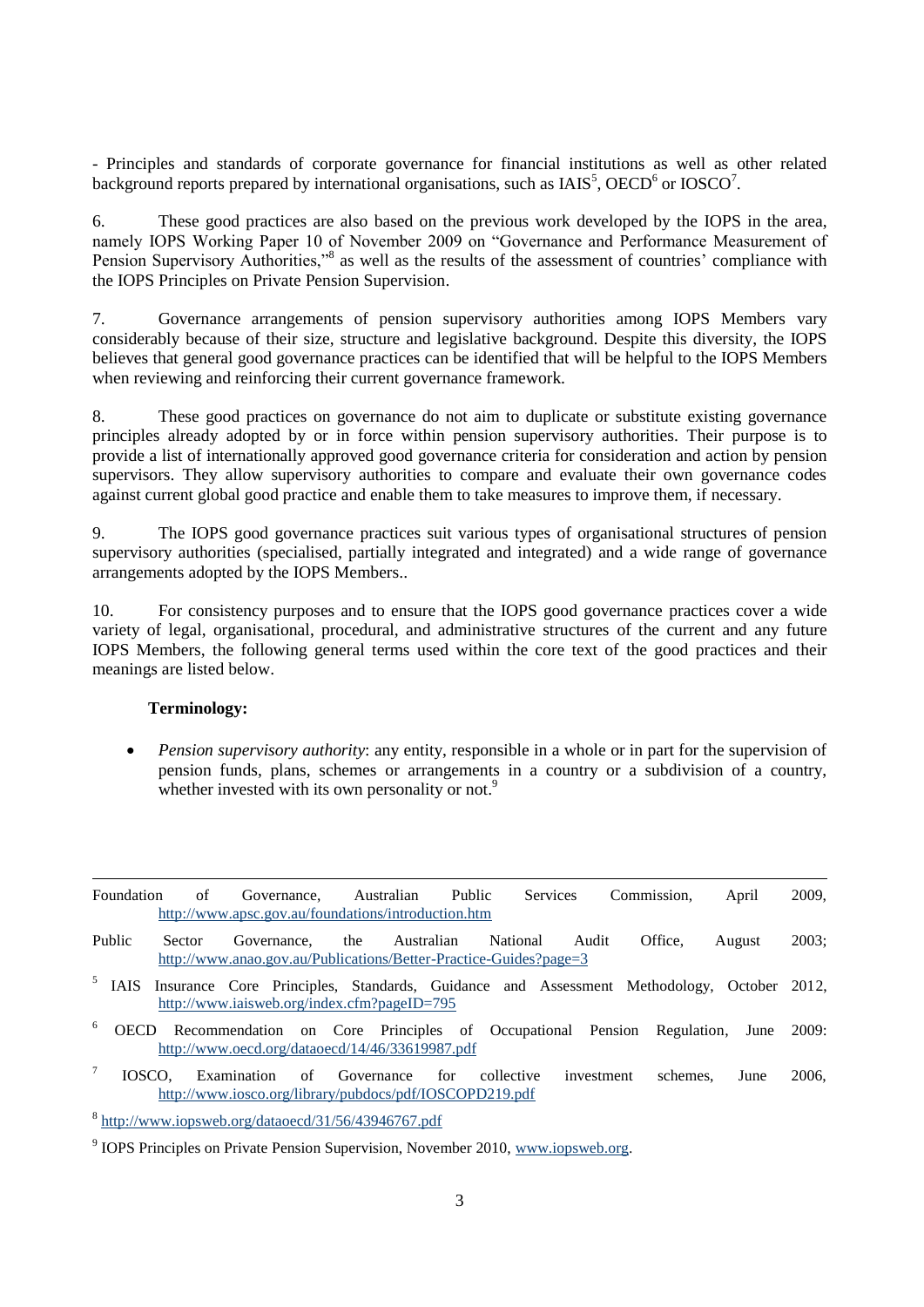- Principles and standards of corporate governance for financial institutions as well as other related background reports prepared by international organisations, such as IAIS[5], OECD[6] or IOSCO[7].

6. These good practices are also based on the previous work developed by the IOPS in the area, namely IOPS Working Paper 10 of November 2009 on "Governance and Performance Measurement of Pension Supervisory Authorities,"[8] as well as the results of the assessment of countries' compliance with the IOPS Principles on Private Pension Supervision.

7. Governance arrangements of pension supervisory authorities among IOPS Members vary considerably because of their size, structure and legislative background. Despite this diversity, the IOPS believes that general good governance practices can be identified that will be helpful to the IOPS Members when reviewing and reinforcing their current governance framework.

8. These good practices on governance do not aim to duplicate or substitute existing governance principles already adopted by or in force within pension supervisory authorities. Their purpose is to provide a list of internationally approved good governance criteria for consideration and action by pension supervisors. They allow supervisory authorities to compare and evaluate their own governance codes against current global good practice and enable them to take measures to improve them, if necessary.

9. The IOPS good governance practices suit various types of organisational structures of pension supervisory authorities (specialised, partially integrated and integrated) and a wide range of governance arrangements adopted by the IOPS Members..

10. For consistency purposes and to ensure that the IOPS good governance practices cover a wide variety of legal, organisational, procedural, and administrative structures of the current and any future IOPS Members, the following general terms used within the core text of the good practices and their meanings are listed below.

**Terminology:**

- *Pension supervisory authority*: any entity, responsible in a whole or in part for the supervision of pension funds, plans, schemes or arrangements in a country or a subdivision of a country, whether invested with its own personality or not.[9]

---

Foundation of Governance, Australian Public Services Commission, April 2009, http://www.apsc.gov.au/foundations/introduction.htm

Public Sector Governance, the Australian National Audit Office, August 2003; http://www.anao.gov.au/Publications/Better-Practice-Guides?page=3

[5] IAIS Insurance Core Principles, Standards, Guidance and Assessment Methodology, October 2012, http://www.iaisweb.org/index.cfm?pageID=795

[6] OECD Recommendation on Core Principles of Occupational Pension Regulation, June 2009: http://www.oecd.org/dataoecd/14/46/33619987.pdf

[7] IOSCO, Examination of Governance for collective investment schemes, June 2006, http://www.iosco.org/library/pubdocs/pdf/IOSCOPD219.pdf

[8] http://www.iopsweb.org/dataoecd/31/56/43946767.pdf

[9] IOPS Principles on Private Pension Supervision, November 2010, www.iopsweb.org.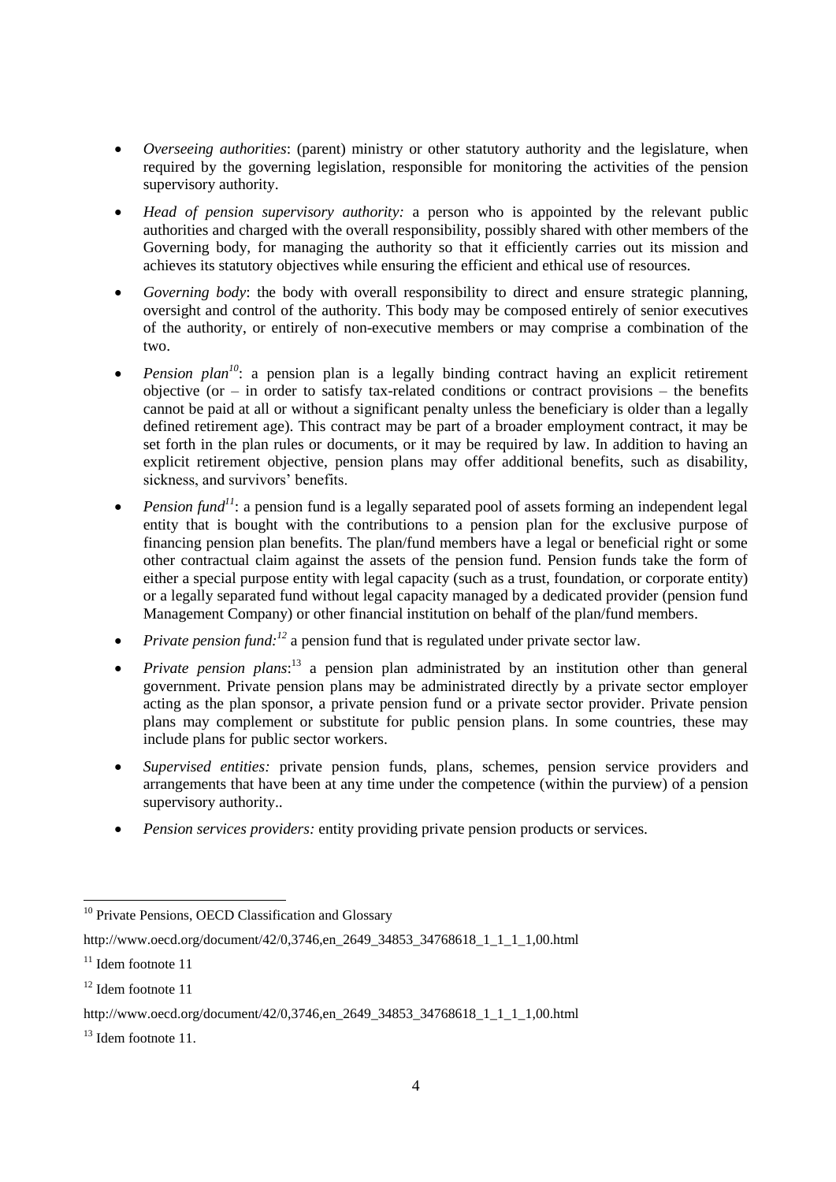- *Overseeing authorities*: (parent) ministry or other statutory authority and the legislature, when required by the governing legislation, responsible for monitoring the activities of the pension supervisory authority.
- *Head of pension supervisory authority:* a person who is appointed by the relevant public authorities and charged with the overall responsibility, possibly shared with other members of the Governing body, for managing the authority so that it efficiently carries out its mission and achieves its statutory objectives while ensuring the efficient and ethical use of resources.
- *Governing body*: the body with overall responsibility to direct and ensure strategic planning, oversight and control of the authority. This body may be composed entirely of senior executives of the authority, or entirely of non-executive members or may comprise a combination of the two.
- *Pension plan*[10]: a pension plan is a legally binding contract having an explicit retirement objective (or – in order to satisfy tax-related conditions or contract provisions – the benefits cannot be paid at all or without a significant penalty unless the beneficiary is older than a legally defined retirement age). This contract may be part of a broader employment contract, it may be set forth in the plan rules or documents, or it may be required by law. In addition to having an explicit retirement objective, pension plans may offer additional benefits, such as disability, sickness, and survivors' benefits.
- *Pension fund*[11]: a pension fund is a legally separated pool of assets forming an independent legal entity that is bought with the contributions to a pension plan for the exclusive purpose of financing pension plan benefits. The plan/fund members have a legal or beneficial right or some other contractual claim against the assets of the pension fund. Pension funds take the form of either a special purpose entity with legal capacity (such as a trust, foundation, or corporate entity) or a legally separated fund without legal capacity managed by a dedicated provider (pension fund Management Company) or other financial institution on behalf of the plan/fund members.
- *Private pension fund:*[12] a pension fund that is regulated under private sector law.
- *Private pension plans*:[13] a pension plan administrated by an institution other than general government. Private pension plans may be administrated directly by a private sector employer acting as the plan sponsor, a private pension fund or a private sector provider. Private pension plans may complement or substitute for public pension plans. In some countries, these may include plans for public sector workers.
- *Supervised entities:* private pension funds, plans, schemes, pension service providers and arrangements that have been at any time under the competence (within the purview) of a pension supervisory authority..
- *Pension services providers:* entity providing private pension products or services.

---

[10] Private Pensions, OECD Classification and Glossary

http://www.oecd.org/document/42/0,3746,en_2649_34853_34768618_1_1_1_1,00.html

[11] Idem footnote 11

[12] Idem footnote 11

http://www.oecd.org/document/42/0,3746,en_2649_34853_34768618_1_1_1_1,00.html

[13] Idem footnote 11.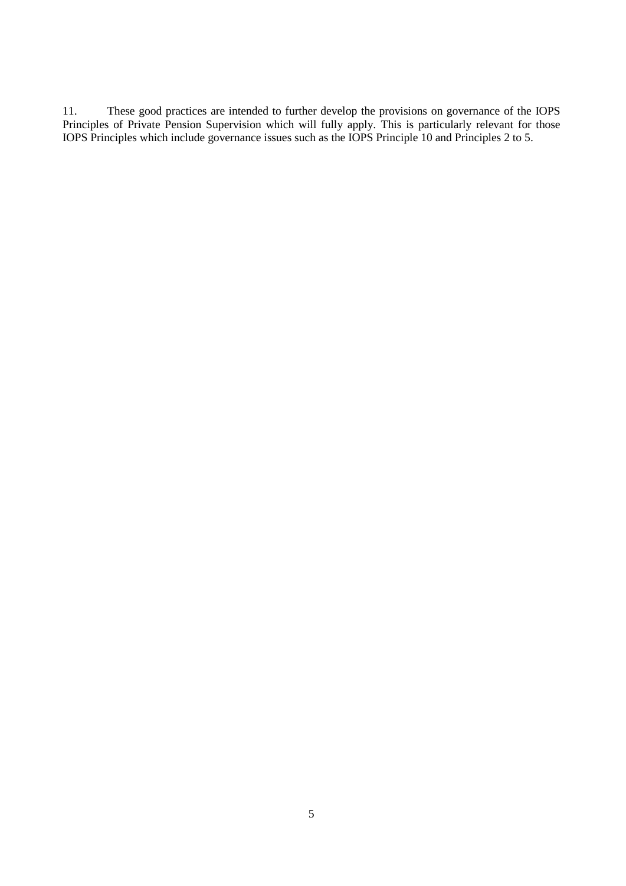11. These good practices are intended to further develop the provisions on governance of the IOPS Principles of Private Pension Supervision which will fully apply. This is particularly relevant for those IOPS Principles which include governance issues such as the IOPS Principle 10 and Principles 2 to 5.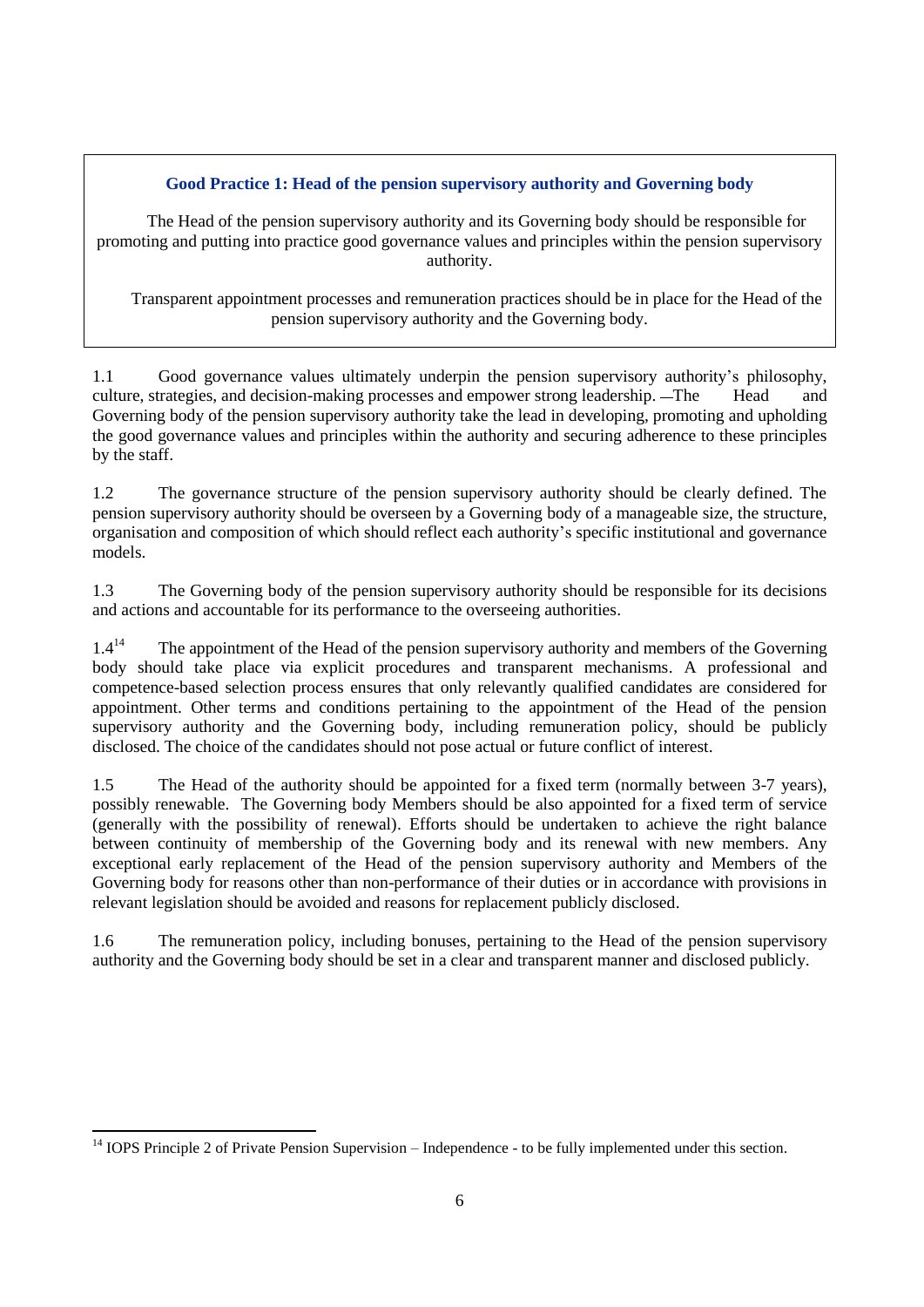**Good Practice 1: Head of the pension supervisory authority and Governing body**

The Head of the pension supervisory authority and its Governing body should be responsible for promoting and putting into practice good governance values and principles within the pension supervisory authority.

Transparent appointment processes and remuneration practices should be in place for the Head of the pension supervisory authority and the Governing body.

1.1 Good governance values ultimately underpin the pension supervisory authority's philosophy, culture, strategies, and decision-making processes and empower strong leadership. ―The Head and Governing body of the pension supervisory authority take the lead in developing, promoting and upholding the good governance values and principles within the authority and securing adherence to these principles by the staff.

1.2 The governance structure of the pension supervisory authority should be clearly defined. The pension supervisory authority should be overseen by a Governing body of a manageable size, the structure, organisation and composition of which should reflect each authority's specific institutional and governance models.

1.3 The Governing body of the pension supervisory authority should be responsible for its decisions and actions and accountable for its performance to the overseeing authorities.

1.4[14] The appointment of the Head of the pension supervisory authority and members of the Governing body should take place via explicit procedures and transparent mechanisms. A professional and competence-based selection process ensures that only relevantly qualified candidates are considered for appointment. Other terms and conditions pertaining to the appointment of the Head of the pension supervisory authority and the Governing body, including remuneration policy, should be publicly disclosed. The choice of the candidates should not pose actual or future conflict of interest.

1.5 The Head of the authority should be appointed for a fixed term (normally between 3-7 years), possibly renewable. The Governing body Members should be also appointed for a fixed term of service (generally with the possibility of renewal). Efforts should be undertaken to achieve the right balance between continuity of membership of the Governing body and its renewal with new members. Any exceptional early replacement of the Head of the pension supervisory authority and Members of the Governing body for reasons other than non-performance of their duties or in accordance with provisions in relevant legislation should be avoided and reasons for replacement publicly disclosed.

1.6 The remuneration policy, including bonuses, pertaining to the Head of the pension supervisory authority and the Governing body should be set in a clear and transparent manner and disclosed publicly.

[14] IOPS Principle 2 of Private Pension Supervision – Independence - to be fully implemented under this section.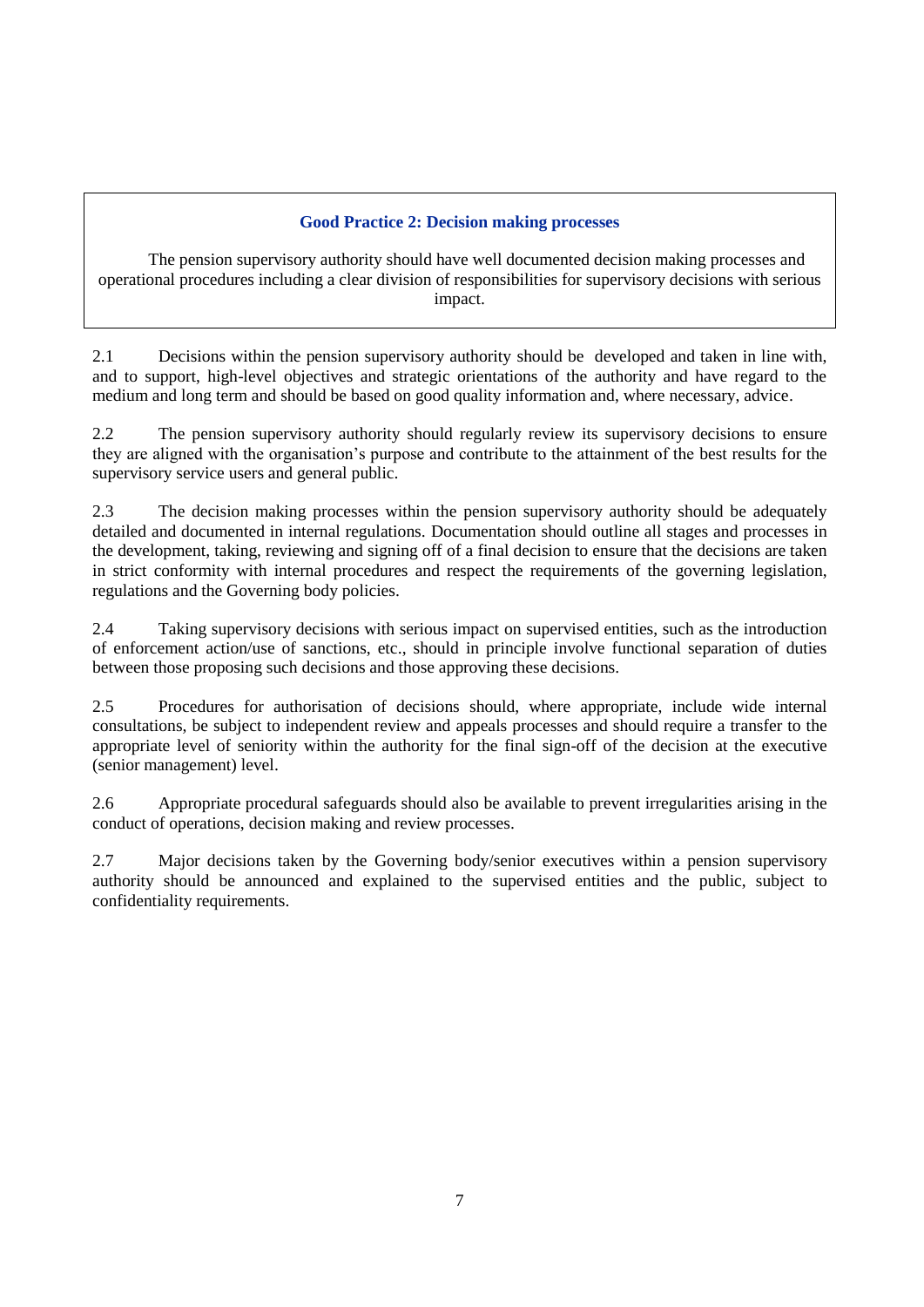### Good Practice 2: Decision making processes

The pension supervisory authority should have well documented decision making processes and operational procedures including a clear division of responsibilities for supervisory decisions with serious impact.

2.1 Decisions within the pension supervisory authority should be developed and taken in line with, and to support, high-level objectives and strategic orientations of the authority and have regard to the medium and long term and should be based on good quality information and, where necessary, advice.

2.2 The pension supervisory authority should regularly review its supervisory decisions to ensure they are aligned with the organisation's purpose and contribute to the attainment of the best results for the supervisory service users and general public.

2.3 The decision making processes within the pension supervisory authority should be adequately detailed and documented in internal regulations. Documentation should outline all stages and processes in the development, taking, reviewing and signing off of a final decision to ensure that the decisions are taken in strict conformity with internal procedures and respect the requirements of the governing legislation, regulations and the Governing body policies.

2.4 Taking supervisory decisions with serious impact on supervised entities, such as the introduction of enforcement action/use of sanctions, etc., should in principle involve functional separation of duties between those proposing such decisions and those approving these decisions.

2.5 Procedures for authorisation of decisions should, where appropriate, include wide internal consultations, be subject to independent review and appeals processes and should require a transfer to the appropriate level of seniority within the authority for the final sign-off of the decision at the executive (senior management) level.

2.6 Appropriate procedural safeguards should also be available to prevent irregularities arising in the conduct of operations, decision making and review processes.

2.7 Major decisions taken by the Governing body/senior executives within a pension supervisory authority should be announced and explained to the supervised entities and the public, subject to confidentiality requirements.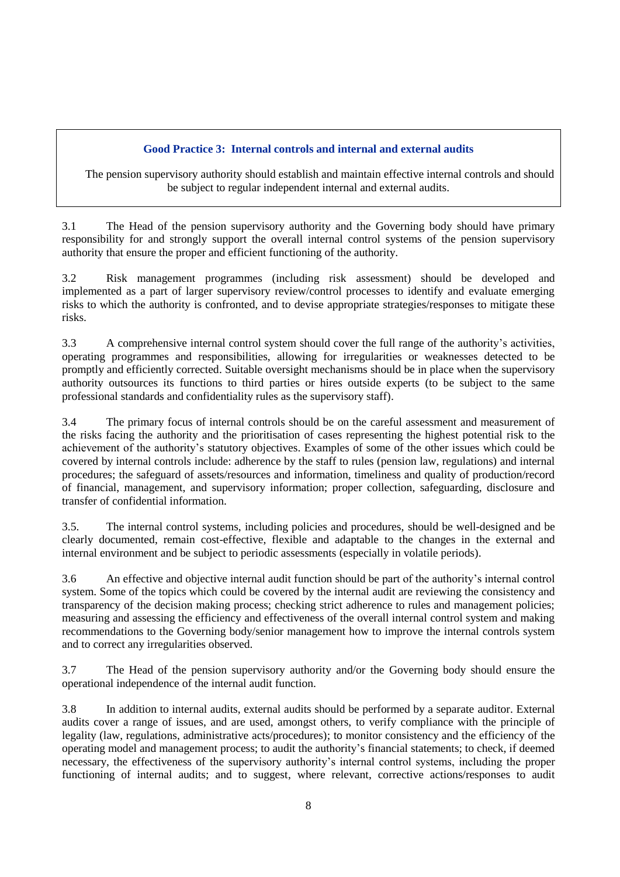**Good Practice 3: Internal controls and internal and external audits**

The pension supervisory authority should establish and maintain effective internal controls and should be subject to regular independent internal and external audits.

3.1 The Head of the pension supervisory authority and the Governing body should have primary responsibility for and strongly support the overall internal control systems of the pension supervisory authority that ensure the proper and efficient functioning of the authority.

3.2 Risk management programmes (including risk assessment) should be developed and implemented as a part of larger supervisory review/control processes to identify and evaluate emerging risks to which the authority is confronted, and to devise appropriate strategies/responses to mitigate these risks.

3.3 A comprehensive internal control system should cover the full range of the authority's activities, operating programmes and responsibilities, allowing for irregularities or weaknesses detected to be promptly and efficiently corrected. Suitable oversight mechanisms should be in place when the supervisory authority outsources its functions to third parties or hires outside experts (to be subject to the same professional standards and confidentiality rules as the supervisory staff).

3.4 The primary focus of internal controls should be on the careful assessment and measurement of the risks facing the authority and the prioritisation of cases representing the highest potential risk to the achievement of the authority's statutory objectives. Examples of some of the other issues which could be covered by internal controls include: adherence by the staff to rules (pension law, regulations) and internal procedures; the safeguard of assets/resources and information, timeliness and quality of production/record of financial, management, and supervisory information; proper collection, safeguarding, disclosure and transfer of confidential information.

3.5. The internal control systems, including policies and procedures, should be well-designed and be clearly documented, remain cost-effective, flexible and adaptable to the changes in the external and internal environment and be subject to periodic assessments (especially in volatile periods).

3.6 An effective and objective internal audit function should be part of the authority's internal control system. Some of the topics which could be covered by the internal audit are reviewing the consistency and transparency of the decision making process; checking strict adherence to rules and management policies; measuring and assessing the efficiency and effectiveness of the overall internal control system and making recommendations to the Governing body/senior management how to improve the internal controls system and to correct any irregularities observed.

3.7 The Head of the pension supervisory authority and/or the Governing body should ensure the operational independence of the internal audit function.

3.8 In addition to internal audits, external audits should be performed by a separate auditor. External audits cover a range of issues, and are used, amongst others, to verify compliance with the principle of legality (law, regulations, administrative acts/procedures); to monitor consistency and the efficiency of the operating model and management process; to audit the authority's financial statements; to check, if deemed necessary, the effectiveness of the supervisory authority's internal control systems, including the proper functioning of internal audits; and to suggest, where relevant, corrective actions/responses to audit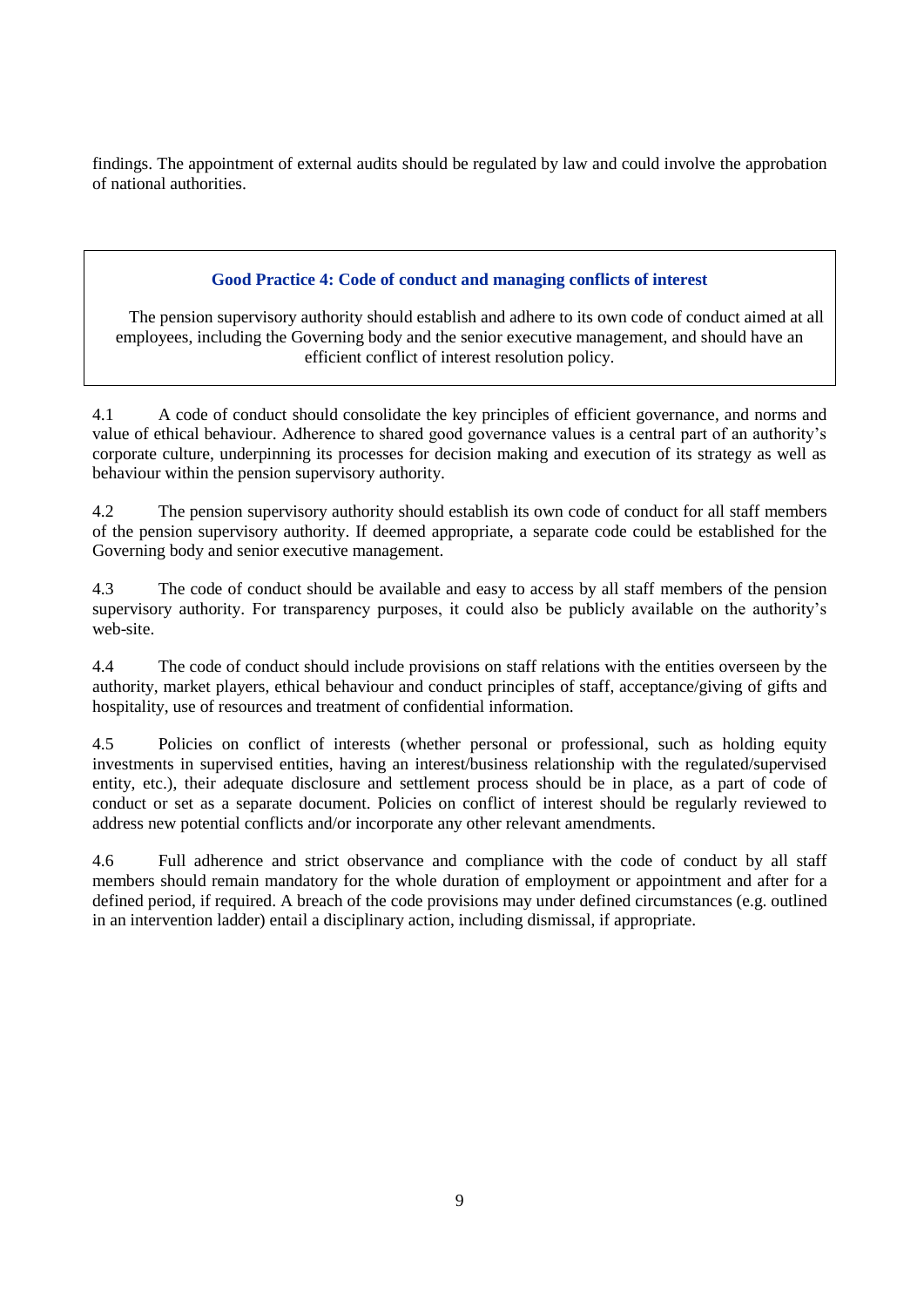findings. The appointment of external audits should be regulated by law and could involve the approbation of national authorities.

> **Good Practice 4: Code of conduct and managing conflicts of interest**
>
> The pension supervisory authority should establish and adhere to its own code of conduct aimed at all employees, including the Governing body and the senior executive management, and should have an efficient conflict of interest resolution policy.

4.1 A code of conduct should consolidate the key principles of efficient governance, and norms and value of ethical behaviour. Adherence to shared good governance values is a central part of an authority's corporate culture, underpinning its processes for decision making and execution of its strategy as well as behaviour within the pension supervisory authority.

4.2 The pension supervisory authority should establish its own code of conduct for all staff members of the pension supervisory authority. If deemed appropriate, a separate code could be established for the Governing body and senior executive management.

4.3 The code of conduct should be available and easy to access by all staff members of the pension supervisory authority. For transparency purposes, it could also be publicly available on the authority's web-site.

4.4 The code of conduct should include provisions on staff relations with the entities overseen by the authority, market players, ethical behaviour and conduct principles of staff, acceptance/giving of gifts and hospitality, use of resources and treatment of confidential information.

4.5 Policies on conflict of interests (whether personal or professional, such as holding equity investments in supervised entities, having an interest/business relationship with the regulated/supervised entity, etc.), their adequate disclosure and settlement process should be in place, as a part of code of conduct or set as a separate document. Policies on conflict of interest should be regularly reviewed to address new potential conflicts and/or incorporate any other relevant amendments.

4.6 Full adherence and strict observance and compliance with the code of conduct by all staff members should remain mandatory for the whole duration of employment or appointment and after for a defined period, if required. A breach of the code provisions may under defined circumstances (e.g. outlined in an intervention ladder) entail a disciplinary action, including dismissal, if appropriate.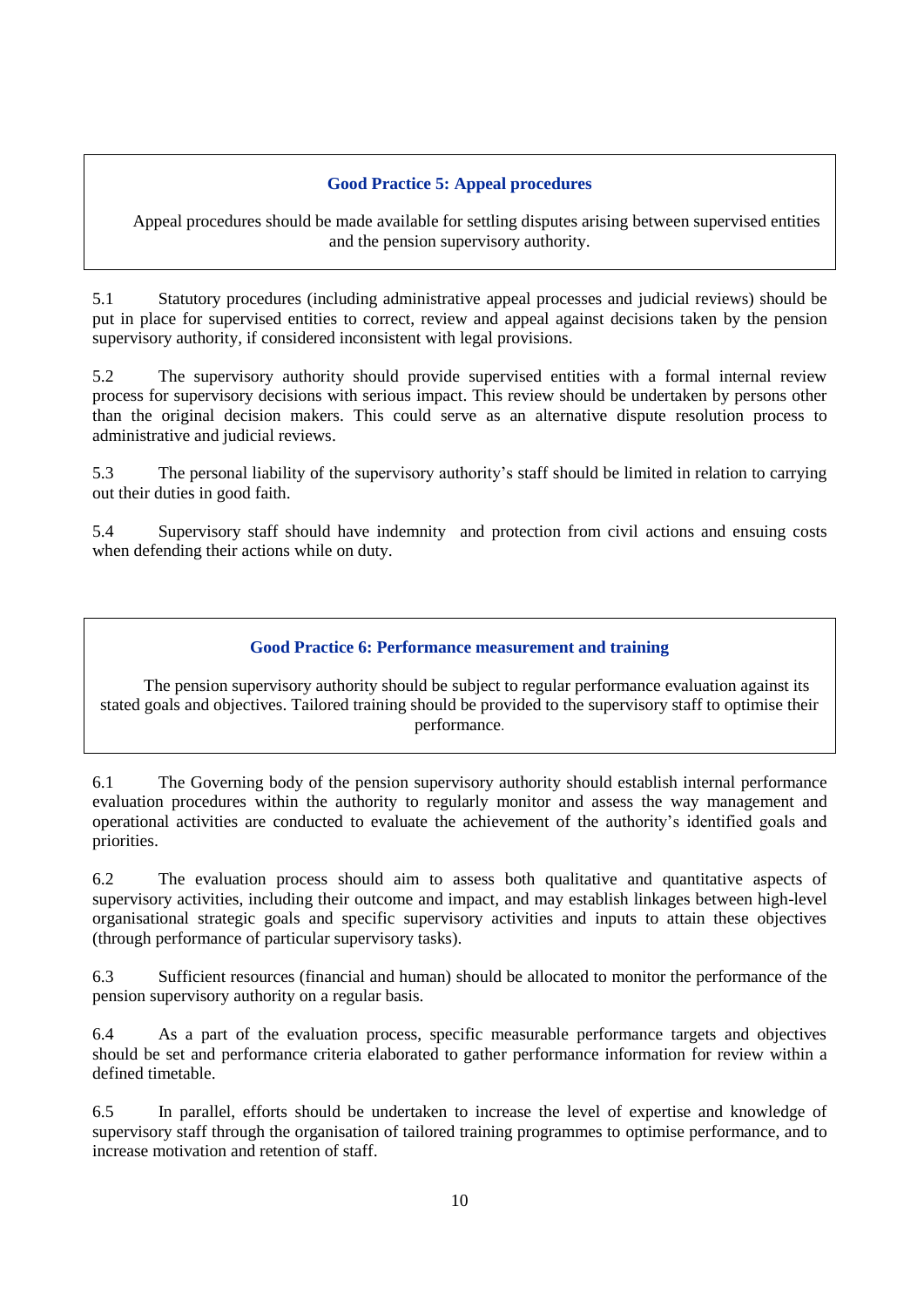### Good Practice 5: Appeal procedures

Appeal procedures should be made available for settling disputes arising between supervised entities and the pension supervisory authority.

5.1 Statutory procedures (including administrative appeal processes and judicial reviews) should be put in place for supervised entities to correct, review and appeal against decisions taken by the pension supervisory authority, if considered inconsistent with legal provisions.

5.2 The supervisory authority should provide supervised entities with a formal internal review process for supervisory decisions with serious impact. This review should be undertaken by persons other than the original decision makers. This could serve as an alternative dispute resolution process to administrative and judicial reviews.

5.3 The personal liability of the supervisory authority's staff should be limited in relation to carrying out their duties in good faith.

5.4 Supervisory staff should have indemnity and protection from civil actions and ensuing costs when defending their actions while on duty.

### Good Practice 6: Performance measurement and training

The pension supervisory authority should be subject to regular performance evaluation against its stated goals and objectives. Tailored training should be provided to the supervisory staff to optimise their performance.

6.1 The Governing body of the pension supervisory authority should establish internal performance evaluation procedures within the authority to regularly monitor and assess the way management and operational activities are conducted to evaluate the achievement of the authority's identified goals and priorities.

6.2 The evaluation process should aim to assess both qualitative and quantitative aspects of supervisory activities, including their outcome and impact, and may establish linkages between high-level organisational strategic goals and specific supervisory activities and inputs to attain these objectives (through performance of particular supervisory tasks).

6.3 Sufficient resources (financial and human) should be allocated to monitor the performance of the pension supervisory authority on a regular basis.

6.4 As a part of the evaluation process, specific measurable performance targets and objectives should be set and performance criteria elaborated to gather performance information for review within a defined timetable.

6.5 In parallel, efforts should be undertaken to increase the level of expertise and knowledge of supervisory staff through the organisation of tailored training programmes to optimise performance, and to increase motivation and retention of staff.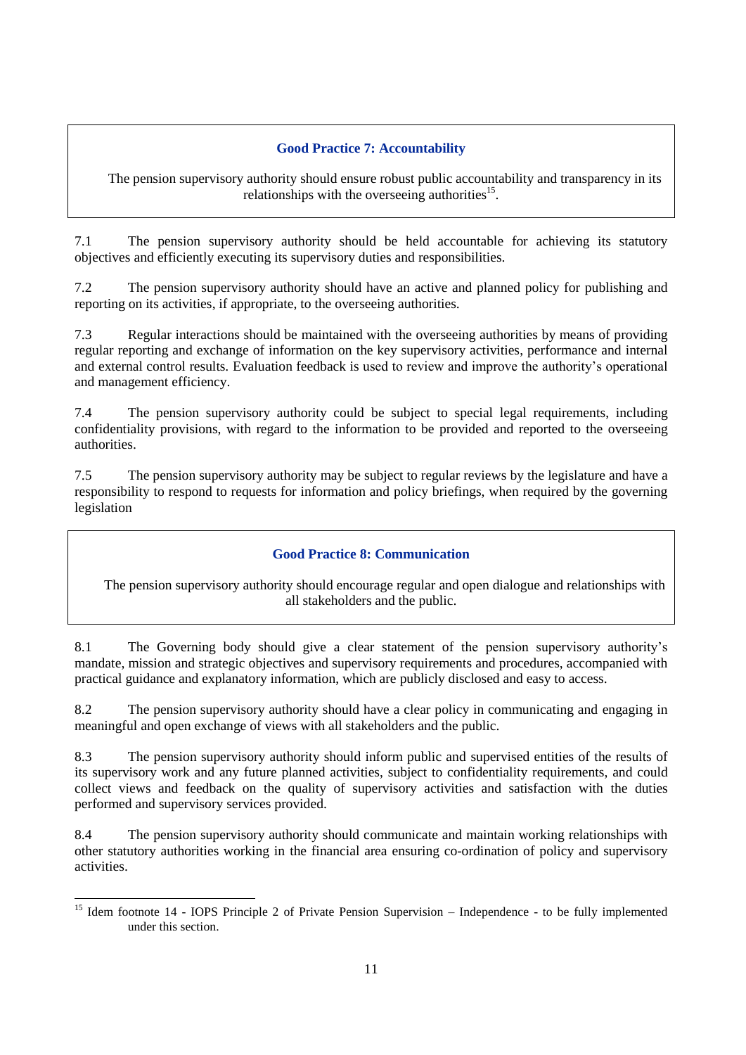## Good Practice 7: Accountability

The pension supervisory authority should ensure robust public accountability and transparency in its relationships with the overseeing authorities[15].

7.1 The pension supervisory authority should be held accountable for achieving its statutory objectives and efficiently executing its supervisory duties and responsibilities.

7.2 The pension supervisory authority should have an active and planned policy for publishing and reporting on its activities, if appropriate, to the overseeing authorities.

7.3 Regular interactions should be maintained with the overseeing authorities by means of providing regular reporting and exchange of information on the key supervisory activities, performance and internal and external control results. Evaluation feedback is used to review and improve the authority's operational and management efficiency.

7.4 The pension supervisory authority could be subject to special legal requirements, including confidentiality provisions, with regard to the information to be provided and reported to the overseeing authorities.

7.5 The pension supervisory authority may be subject to regular reviews by the legislature and have a responsibility to respond to requests for information and policy briefings, when required by the governing legislation

## Good Practice 8: Communication

The pension supervisory authority should encourage regular and open dialogue and relationships with all stakeholders and the public.

8.1 The Governing body should give a clear statement of the pension supervisory authority's mandate, mission and strategic objectives and supervisory requirements and procedures, accompanied with practical guidance and explanatory information, which are publicly disclosed and easy to access.

8.2 The pension supervisory authority should have a clear policy in communicating and engaging in meaningful and open exchange of views with all stakeholders and the public.

8.3 The pension supervisory authority should inform public and supervised entities of the results of its supervisory work and any future planned activities, subject to confidentiality requirements, and could collect views and feedback on the quality of supervisory activities and satisfaction with the duties performed and supervisory services provided.

8.4 The pension supervisory authority should communicate and maintain working relationships with other statutory authorities working in the financial area ensuring co-ordination of policy and supervisory activities.

---

[15] Idem footnote 14 - IOPS Principle 2 of Private Pension Supervision – Independence - to be fully implemented under this section.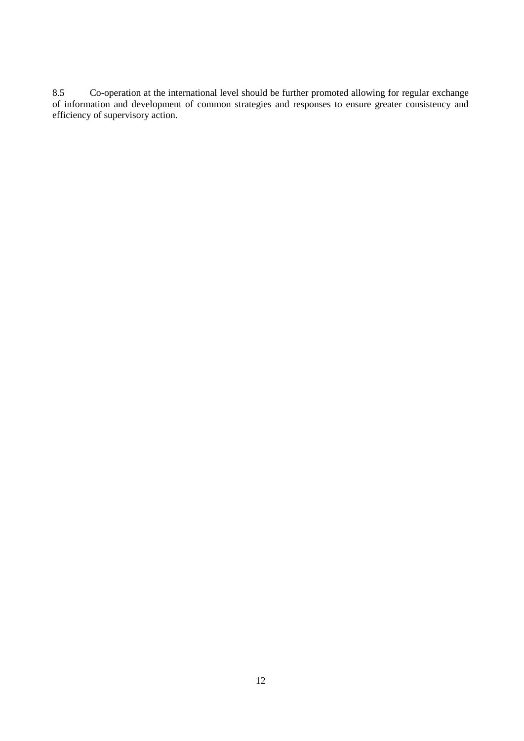8.5 Co-operation at the international level should be further promoted allowing for regular exchange of information and development of common strategies and responses to ensure greater consistency and efficiency of supervisory action.